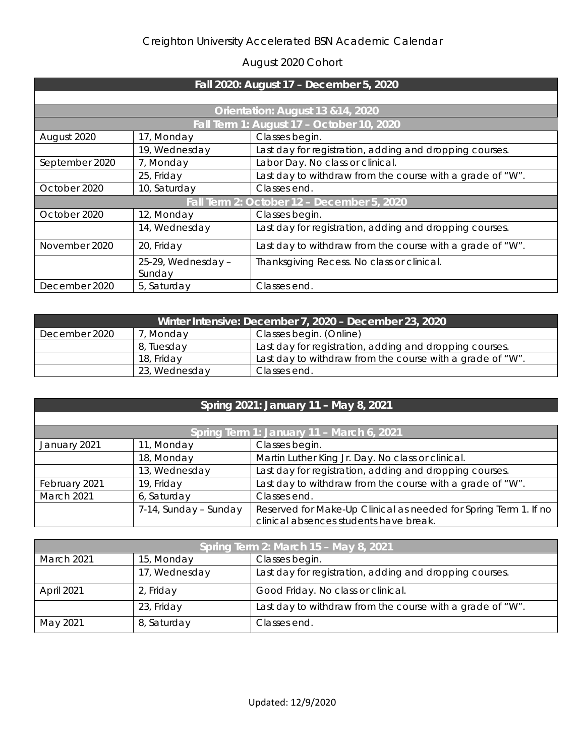# Creighton University Accelerated BSN Academic Calendar

## August 2020 Cohort

| Fall 2020: August 17 – December 5, 2020 | | |
|---|---|---|
| **Orientation: August 13 &14, 2020** | | |
| **Fall Term 1: August 17 – October 10, 2020** | | |
| August 2020 | 17, Monday | Classes begin. |
| | 19, Wednesday | Last day for registration, adding and dropping courses. |
| September 2020 | 7, Monday | Labor Day. No class or clinical. |
| | 25, Friday | Last day to withdraw from the course with a grade of "W". |
| October 2020 | 10, Saturday | Classes end. |
| **Fall Term 2: October 12 – December 5, 2020** | | |
| October 2020 | 12, Monday | Classes begin. |
| | 14, Wednesday | Last day for registration, adding and dropping courses. |
| November 2020 | 20, Friday | Last day to withdraw from the course with a grade of "W". |
| | 25-29, Wednesday – Sunday | Thanksgiving Recess. No class or clinical. |
| December 2020 | 5, Saturday | Classes end. |

| Winter Intensive: December 7, 2020 – December 23, 2020 | | |
|---|---|---|
| December 2020 | 7, Monday | Classes begin. (Online) |
| | 8, Tuesday | Last day for registration, adding and dropping courses. |
| | 18, Friday | Last day to withdraw from the course with a grade of "W". |
| | 23, Wednesday | Classes end. |

| Spring 2021: January 11 – May 8, 2021 | | |
|---|---|---|
| **Spring Term 1: January 11 – March 6, 2021** | | |
| January 2021 | 11, Monday | Classes begin. |
| | 18, Monday | Martin Luther King Jr. Day. No class or clinical. |
| | 13, Wednesday | Last day for registration, adding and dropping courses. |
| February 2021 | 19, Friday | Last day to withdraw from the course with a grade of "W". |
| March 2021 | 6, Saturday | Classes end. |
| | 7-14, Sunday – Sunday | Reserved for Make-Up Clinical as needed for Spring Term 1. If no clinical absences students have break. |

| Spring Term 2: March 15 – May 8, 2021 | | |
|---|---|---|
| March 2021 | 15, Monday | Classes begin. |
| | 17, Wednesday | Last day for registration, adding and dropping courses. |
| April 2021 | 2, Friday | Good Friday. No class or clinical. |
| | 23, Friday | Last day to withdraw from the course with a grade of "W". |
| May 2021 | 8, Saturday | Classes end. |

Updated: 12/9/2020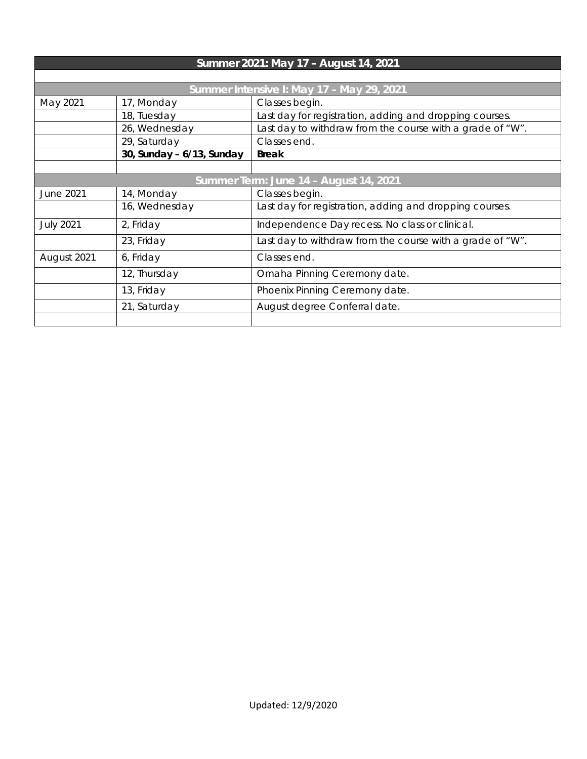| | | |
|---|---|---|
| **Summer 2021: May 17 – August 14, 2021** | | |
| | | |
| **Summer Intensive I: May 17 – May 29, 2021** | | |
| May 2021 | 17, Monday | Classes begin. |
| | 18, Tuesday | Last day for registration, adding and dropping courses. |
| | 26, Wednesday | Last day to withdraw from the course with a grade of "W". |
| | 29, Saturday | Classes end. |
| | **30, Sunday – 6/13, Sunday** | **Break** |
| | | |
| **Summer Term: June 14 – August 14, 2021** | | |
| June 2021 | 14, Monday | Classes begin. |
| | 16, Wednesday | Last day for registration, adding and dropping courses. |
| July 2021 | 2, Friday | Independence Day recess. No class or clinical. |
| | 23, Friday | Last day to withdraw from the course with a grade of "W". |
| August 2021 | 6, Friday | Classes end. |
| | 12, Thursday | Omaha Pinning Ceremony date. |
| | 13, Friday | Phoenix Pinning Ceremony date. |
| | 21, Saturday | August degree Conferral date. |
| | | |

Updated: 12/9/2020